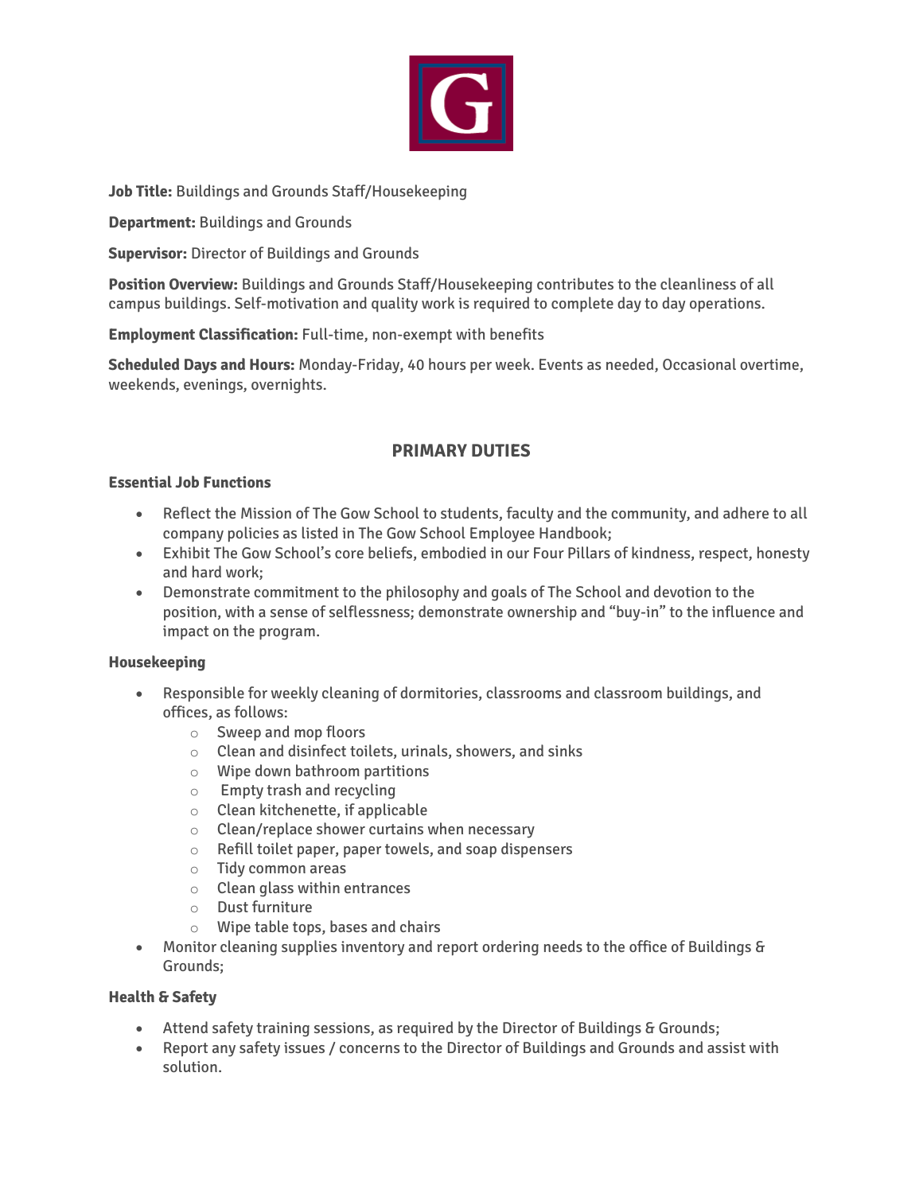**Job Title:** Buildings and Grounds Staff/Housekeeping

**Department:** Buildings and Grounds

**Supervisor:** Director of Buildings and Grounds

**Position Overview:** Buildings and Grounds Staff/Housekeeping contributes to the cleanliness of all campus buildings. Self-motivation and quality work is required to complete day to day operations.

**Employment Classification:** Full-time, non-exempt with benefits

**Scheduled Days and Hours:** Monday-Friday, 40 hours per week. Events as needed, Occasional overtime, weekends, evenings, overnights.

## PRIMARY DUTIES

### Essential Job Functions

- Reflect the Mission of The Gow School to students, faculty and the community, and adhere to all company policies as listed in The Gow School Employee Handbook;
- Exhibit The Gow School's core beliefs, embodied in our Four Pillars of kindness, respect, honesty and hard work;
- Demonstrate commitment to the philosophy and goals of The School and devotion to the position, with a sense of selflessness; demonstrate ownership and "buy-in" to the influence and impact on the program.

### Housekeeping

- Responsible for weekly cleaning of dormitories, classrooms and classroom buildings, and offices, as follows:
  - Sweep and mop floors
  - Clean and disinfect toilets, urinals, showers, and sinks
  - Wipe down bathroom partitions
  - Empty trash and recycling
  - Clean kitchenette, if applicable
  - Clean/replace shower curtains when necessary
  - Refill toilet paper, paper towels, and soap dispensers
  - Tidy common areas
  - Clean glass within entrances
  - Dust furniture
  - Wipe table tops, bases and chairs
- Monitor cleaning supplies inventory and report ordering needs to the office of Buildings & Grounds;

### Health & Safety

- Attend safety training sessions, as required by the Director of Buildings & Grounds;
- Report any safety issues / concerns to the Director of Buildings and Grounds and assist with solution.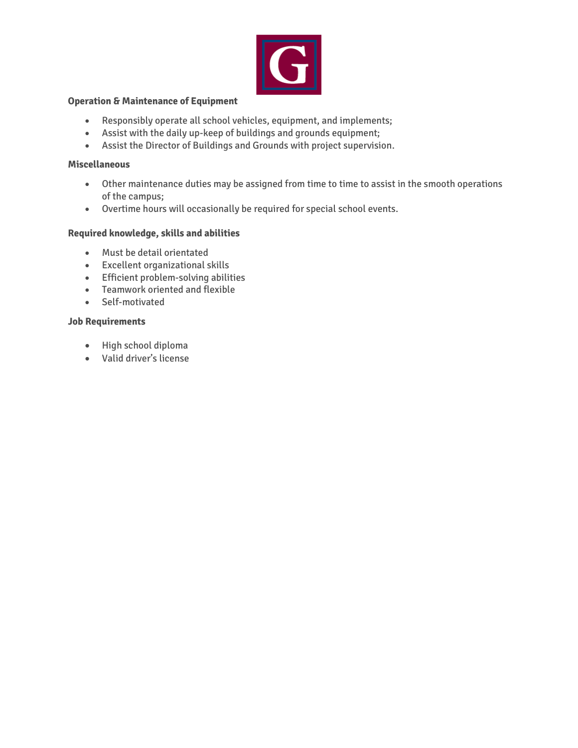**Operation & Maintenance of Equipment**

- Responsibly operate all school vehicles, equipment, and implements;
- Assist with the daily up-keep of buildings and grounds equipment;
- Assist the Director of Buildings and Grounds with project supervision.

**Miscellaneous**

- Other maintenance duties may be assigned from time to time to assist in the smooth operations of the campus;
- Overtime hours will occasionally be required for special school events.

**Required knowledge, skills and abilities**

- Must be detail orientated
- Excellent organizational skills
- Efficient problem-solving abilities
- Teamwork oriented and flexible
- Self-motivated

**Job Requirements**

- High school diploma
- Valid driver's license